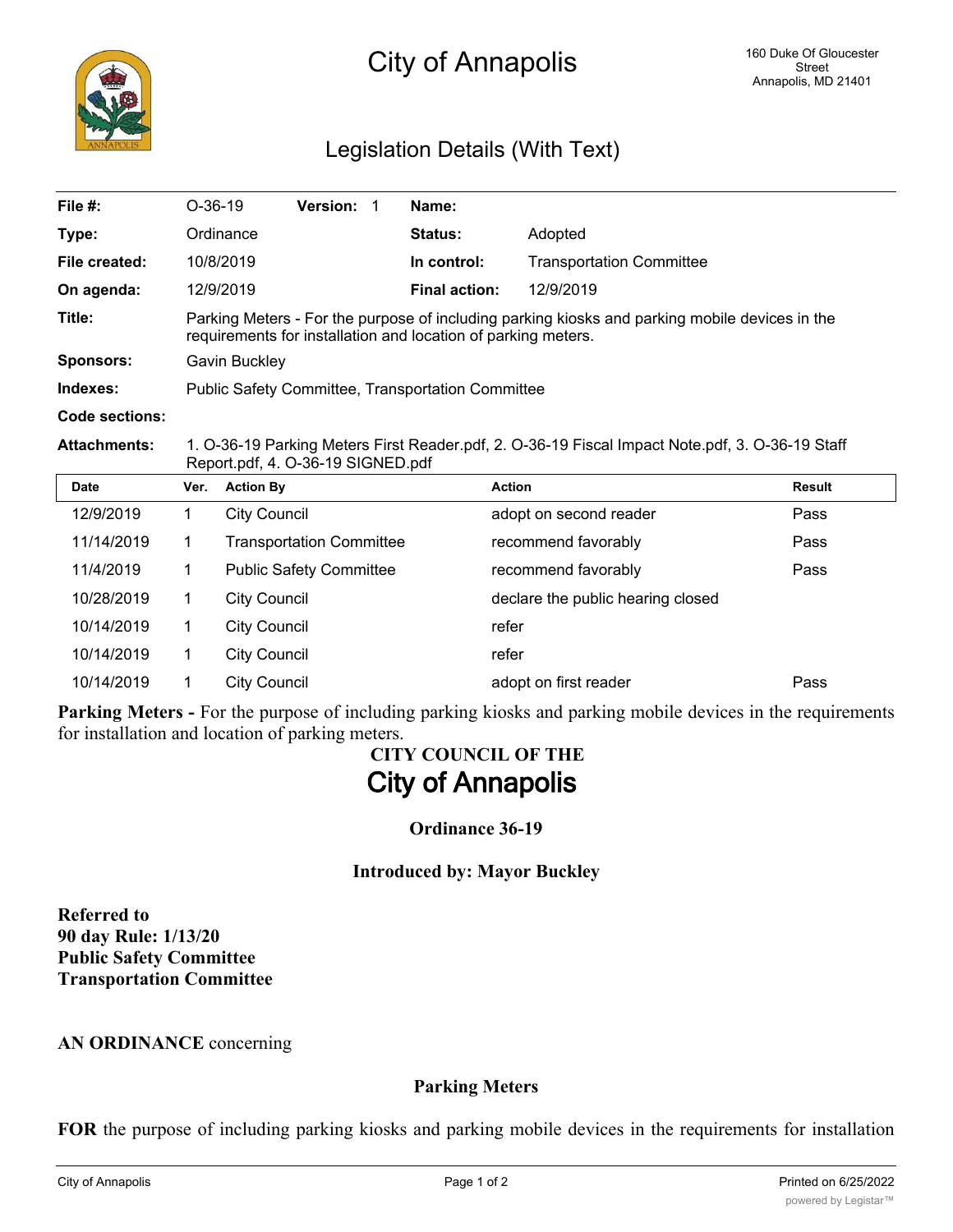# City of Annapolis

160 Duke Of Gloucester Street
Annapolis, MD 21401

## Legislation Details (With Text)

| | | | | | |
|---|---|---|---|---|---|
| **File #:** | O-36-19 | **Version:** 1 | | **Name:** | |
| **Type:** | Ordinance | | | **Status:** | Adopted |
| **File created:** | 10/8/2019 | | | **In control:** | Transportation Committee |
| **On agenda:** | 12/9/2019 | | | **Final action:** | 12/9/2019 |

**Title:** Parking Meters - For the purpose of including parking kiosks and parking mobile devices in the requirements for installation and location of parking meters.

**Sponsors:** Gavin Buckley

**Indexes:** Public Safety Committee, Transportation Committee

**Code sections:**

**Attachments:** 1. O-36-19 Parking Meters First Reader.pdf, 2. O-36-19 Fiscal Impact Note.pdf, 3. O-36-19 Staff Report.pdf, 4. O-36-19 SIGNED.pdf

| Date | Ver. | Action By | Action | Result |
|---|---|---|---|---|
| 12/9/2019 | 1 | City Council | adopt on second reader | Pass |
| 11/14/2019 | 1 | Transportation Committee | recommend favorably | Pass |
| 11/4/2019 | 1 | Public Safety Committee | recommend favorably | Pass |
| 10/28/2019 | 1 | City Council | declare the public hearing closed | |
| 10/14/2019 | 1 | City Council | refer | |
| 10/14/2019 | 1 | City Council | refer | |
| 10/14/2019 | 1 | City Council | adopt on first reader | Pass |

**Parking Meters -** For the purpose of including parking kiosks and parking mobile devices in the requirements for installation and location of parking meters.

**CITY COUNCIL OF THE**

# City of Annapolis

**Ordinance 36-19**

**Introduced by: Mayor Buckley**

**Referred to**
**90 day Rule: 1/13/20**
**Public Safety Committee**
**Transportation Committee**

**AN ORDINANCE** concerning

**Parking Meters**

**FOR** the purpose of including parking kiosks and parking mobile devices in the requirements for installation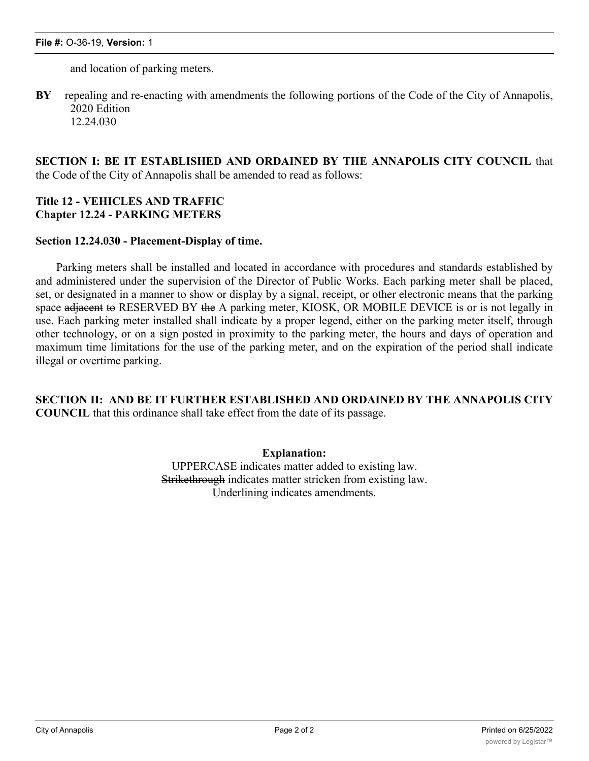and location of parking meters.

**BY** repealing and re-enacting with amendments the following portions of the Code of the City of Annapolis, 2020 Edition
12.24.030

**SECTION I: BE IT ESTABLISHED AND ORDAINED BY THE ANNAPOLIS CITY COUNCIL** that the Code of the City of Annapolis shall be amended to read as follows:

**Title 12 - VEHICLES AND TRAFFIC**
**Chapter 12.24 - PARKING METERS**

**Section 12.24.030 - Placement-Display of time.**

Parking meters shall be installed and located in accordance with procedures and standards established by and administered under the supervision of the Director of Public Works. Each parking meter shall be placed, set, or designated in a manner to show or display by a signal, receipt, or other electronic means that the parking space ~~adjacent~~ ~~to~~ RESERVED BY ~~the~~ A parking meter, KIOSK, OR MOBILE DEVICE is or is not legally in use. Each parking meter installed shall indicate by a proper legend, either on the parking meter itself, through other technology, or on a sign posted in proximity to the parking meter, the hours and days of operation and maximum time limitations for the use of the parking meter, and on the expiration of the period shall indicate illegal or overtime parking.

**SECTION II: AND BE IT FURTHER ESTABLISHED AND ORDAINED BY THE ANNAPOLIS CITY COUNCIL** that this ordinance shall take effect from the date of its passage.

**Explanation:**
UPPERCASE indicates matter added to existing law.
~~Strikethrough~~ indicates matter stricken from existing law.
<u>Underlining</u> indicates amendments.